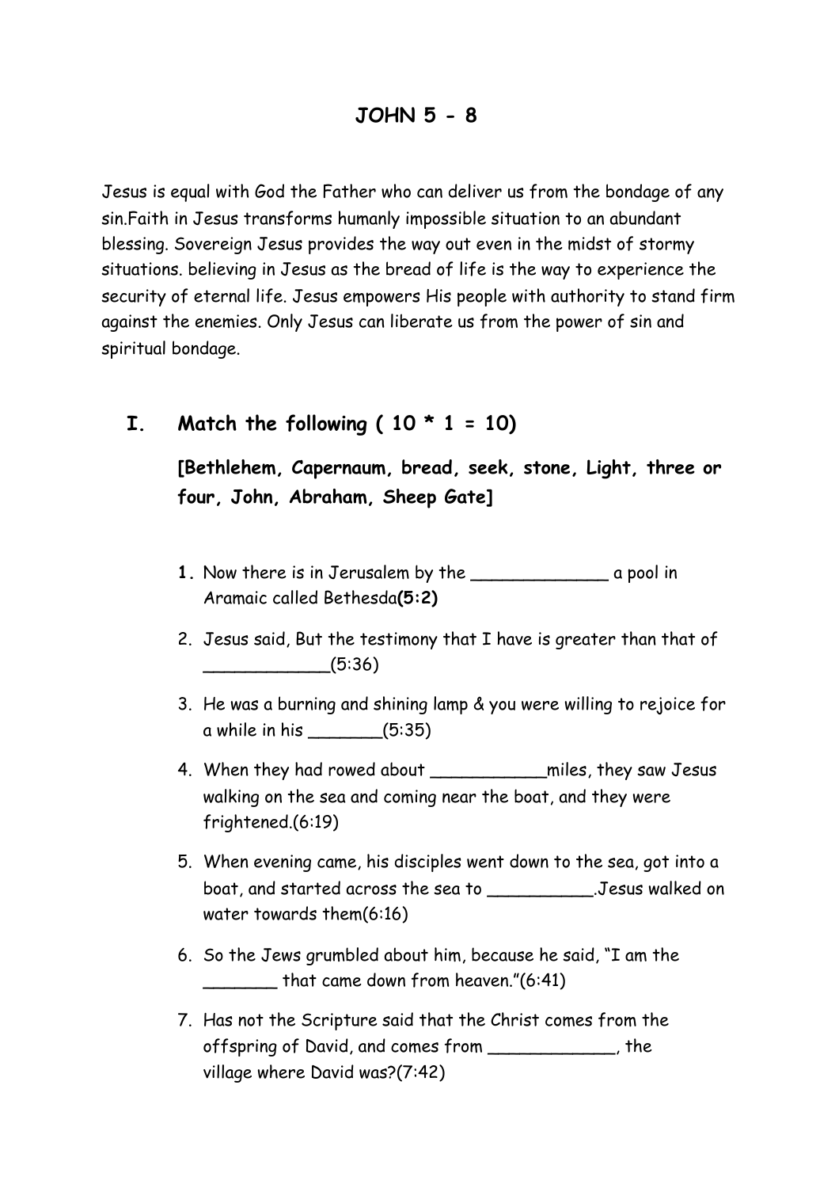# JOHN 5 - 8

Jesus is equal with God the Father who can deliver us from the bondage of any sin.Faith in Jesus transforms humanly impossible situation to an abundant blessing. Sovereign Jesus provides the way out even in the midst of stormy situations. believing in Jesus as the bread of life is the way to experience the security of eternal life. Jesus empowers His people with authority to stand firm against the enemies. Only Jesus can liberate us from the power of sin and spiritual bondage.

## I. Match the following ( 10 * 1 = 10)

**[Bethlehem, Capernaum, bread, seek, stone, Light, three or four, John, Abraham, Sheep Gate]**

1. Now there is in Jerusalem by the _____________ a pool in Aramaic called Bethesda**(5:2)**
2. Jesus said, But the testimony that I have is greater than that of ____________(5:36)
3. He was a burning and shining lamp & you were willing to rejoice for a while in his _______(5:35)
4. When they had rowed about ___________miles, they saw Jesus walking on the sea and coming near the boat, and they were frightened.(6:19)
5. When evening came, his disciples went down to the sea, got into a boat, and started across the sea to __________.Jesus walked on water towards them(6:16)
6. So the Jews grumbled about him, because he said, "I am the _______ that came down from heaven."(6:41)
7. Has not the Scripture said that the Christ comes from the offspring of David, and comes from ____________, the village where David was?(7:42)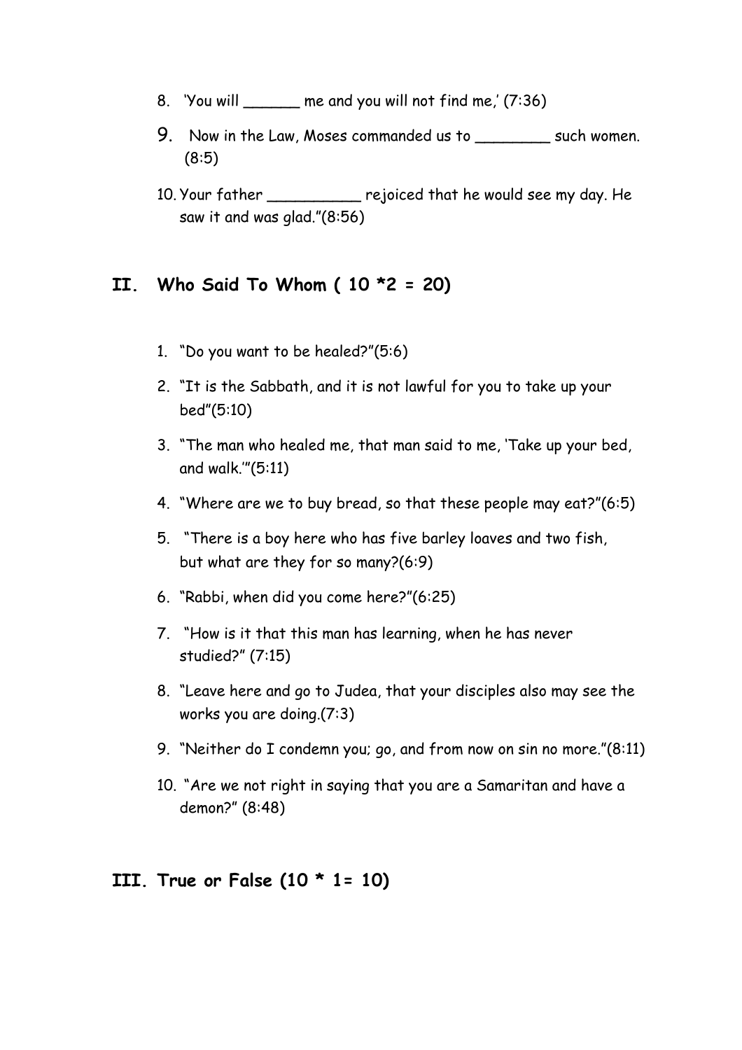8. 'You will ______ me and you will not find me,' (7:36)
9. Now in the Law, Moses commanded us to ________ such women. (8:5)
10. Your father __________ rejoiced that he would see my day. He saw it and was glad."(8:56)

## II. Who Said To Whom ( 10 *2 = 20)

1. "Do you want to be healed?"(5:6)
2. "It is the Sabbath, and it is not lawful for you to take up your bed"(5:10)
3. "The man who healed me, that man said to me, 'Take up your bed, and walk.'"(5:11)
4. "Where are we to buy bread, so that these people may eat?"(6:5)
5. "There is a boy here who has five barley loaves and two fish, but what are they for so many?(6:9)
6. "Rabbi, when did you come here?"(6:25)
7. "How is it that this man has learning, when he has never studied?" (7:15)
8. "Leave here and go to Judea, that your disciples also may see the works you are doing.(7:3)
9. "Neither do I condemn you; go, and from now on sin no more."(8:11)
10. "Are we not right in saying that you are a Samaritan and have a demon?" (8:48)

## III. True or False (10 * 1= 10)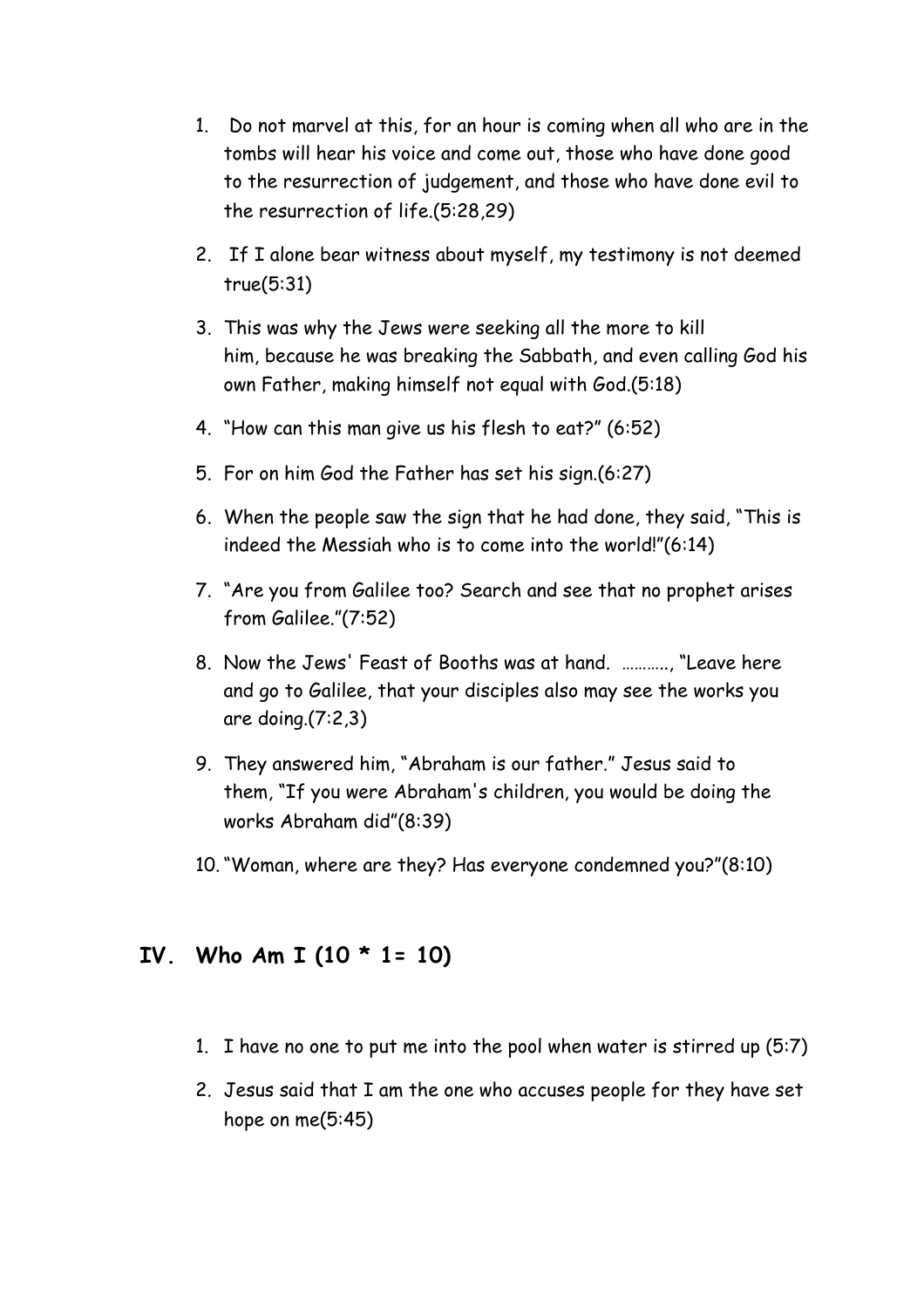1. Do not marvel at this, for an hour is coming when all who are in the tombs will hear his voice and come out, those who have done good to the resurrection of judgement, and those who have done evil to the resurrection of life.(5:28,29)
2. If I alone bear witness about myself, my testimony is not deemed true(5:31)
3. This was why the Jews were seeking all the more to kill him, because he was breaking the Sabbath, and even calling God his own Father, making himself not equal with God.(5:18)
4. "How can this man give us his flesh to eat?" (6:52)
5. For on him God the Father has set his sign.(6:27)
6. When the people saw the sign that he had done, they said, "This is indeed the Messiah who is to come into the world!"(6:14)
7. "Are you from Galilee too? Search and see that no prophet arises from Galilee."(7:52)
8. Now the Jews' Feast of Booths was at hand. ……….., "Leave here and go to Galilee, that your disciples also may see the works you are doing.(7:2,3)
9. They answered him, "Abraham is our father." Jesus said to them, "If you were Abraham's children, you would be doing the works Abraham did"(8:39)
10. "Woman, where are they? Has everyone condemned you?"(8:10)

## IV. Who Am I (10 * 1= 10)

1. I have no one to put me into the pool when water is stirred up (5:7)
2. Jesus said that I am the one who accuses people for they have set hope on me(5:45)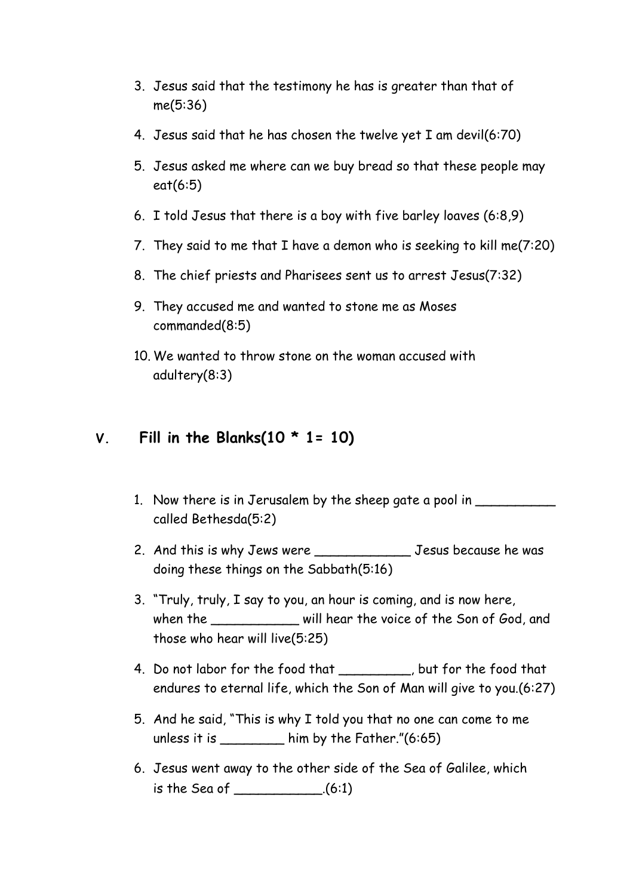3. Jesus said that the testimony he has is greater than that of me(5:36)
4. Jesus said that he has chosen the twelve yet I am devil(6:70)
5. Jesus asked me where can we buy bread so that these people may eat(6:5)
6. I told Jesus that there is a boy with five barley loaves (6:8,9)
7. They said to me that I have a demon who is seeking to kill me(7:20)
8. The chief priests and Pharisees sent us to arrest Jesus(7:32)
9. They accused me and wanted to stone me as Moses commanded(8:5)
10. We wanted to throw stone on the woman accused with adultery(8:3)

## V. Fill in the Blanks(10 * 1= 10)

1. Now there is in Jerusalem by the sheep gate a pool in __________ called Bethesda(5:2)
2. And this is why Jews were ____________ Jesus because he was doing these things on the Sabbath(5:16)
3. "Truly, truly, I say to you, an hour is coming, and is now here, when the ___________ will hear the voice of the Son of God, and those who hear will live(5:25)
4. Do not labor for the food that _________, but for the food that endures to eternal life, which the Son of Man will give to you.(6:27)
5. And he said, "This is why I told you that no one can come to me unless it is ________ him by the Father."(6:65)
6. Jesus went away to the other side of the Sea of Galilee, which is the Sea of ___________.(6:1)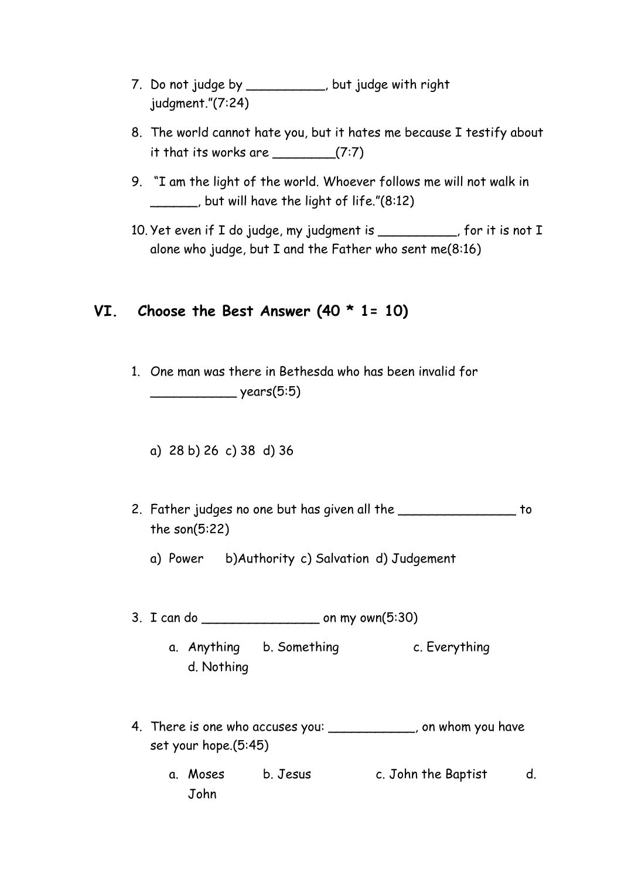7. Do not judge by __________, but judge with right judgment."(7:24)

8. The world cannot hate you, but it hates me because I testify about it that its works are ________(7:7)

9. "I am the light of the world. Whoever follows me will not walk in ______, but will have the light of life."(8:12)

10. Yet even if I do judge, my judgment is __________, for it is not I alone who judge, but I and the Father who sent me(8:16)

## VI. Choose the Best Answer (40 * 1= 10)

1. One man was there in Bethesda who has been invalid for ___________ years(5:5)

   a) 28 b) 26 c) 38 d) 36

2. Father judges no one but has given all the _______________ to the son(5:22)

   a) Power b)Authority c) Salvation d) Judgement

3. I can do _______________ on my own(5:30)

   a. Anything b. Something c. Everything d. Nothing

4. There is one who accuses you: ___________, on whom you have set your hope.(5:45)

   a. Moses b. Jesus c. John the Baptist d. John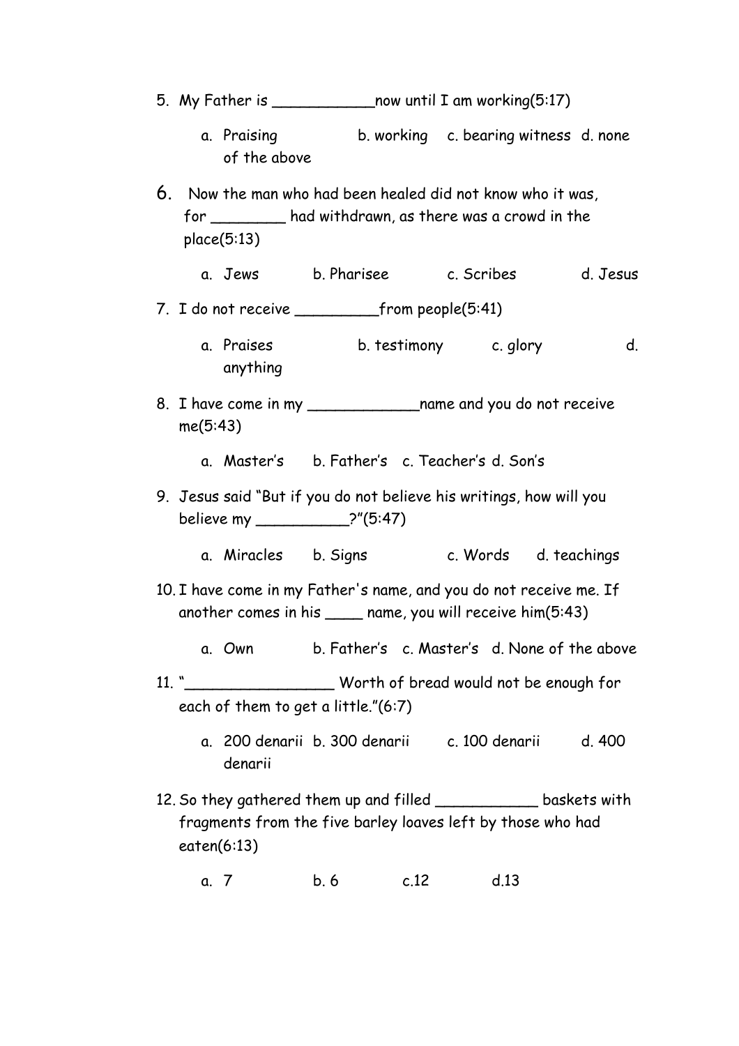5. My Father is ___________now until I am working(5:17)

    a. Praising b. working c. bearing witness d. none of the above

6. Now the man who had been healed did not know who it was, for ________ had withdrawn, as there was a crowd in the place(5:13)

    a. Jews b. Pharisee c. Scribes d. Jesus

7. I do not receive _________from people(5:41)

    a. Praises b. testimony c. glory d. anything

8. I have come in my ____________name and you do not receive me(5:43)

    a. Master's b. Father's c. Teacher's d. Son's

9. Jesus said "But if you do not believe his writings, how will you believe my __________?"(5:47)

    a. Miracles b. Signs c. Words d. teachings

10. I have come in my Father's name, and you do not receive me. If another comes in his ____ name, you will receive him(5:43)

    a. Own b. Father's c. Master's d. None of the above

11. "________________ Worth of bread would not be enough for each of them to get a little."(6:7)

    a. 200 denarii b. 300 denarii c. 100 denarii d. 400 denarii

12. So they gathered them up and filled ___________ baskets with fragments from the five barley loaves left by those who had eaten(6:13)

    a. 7 b. 6 c.12 d.13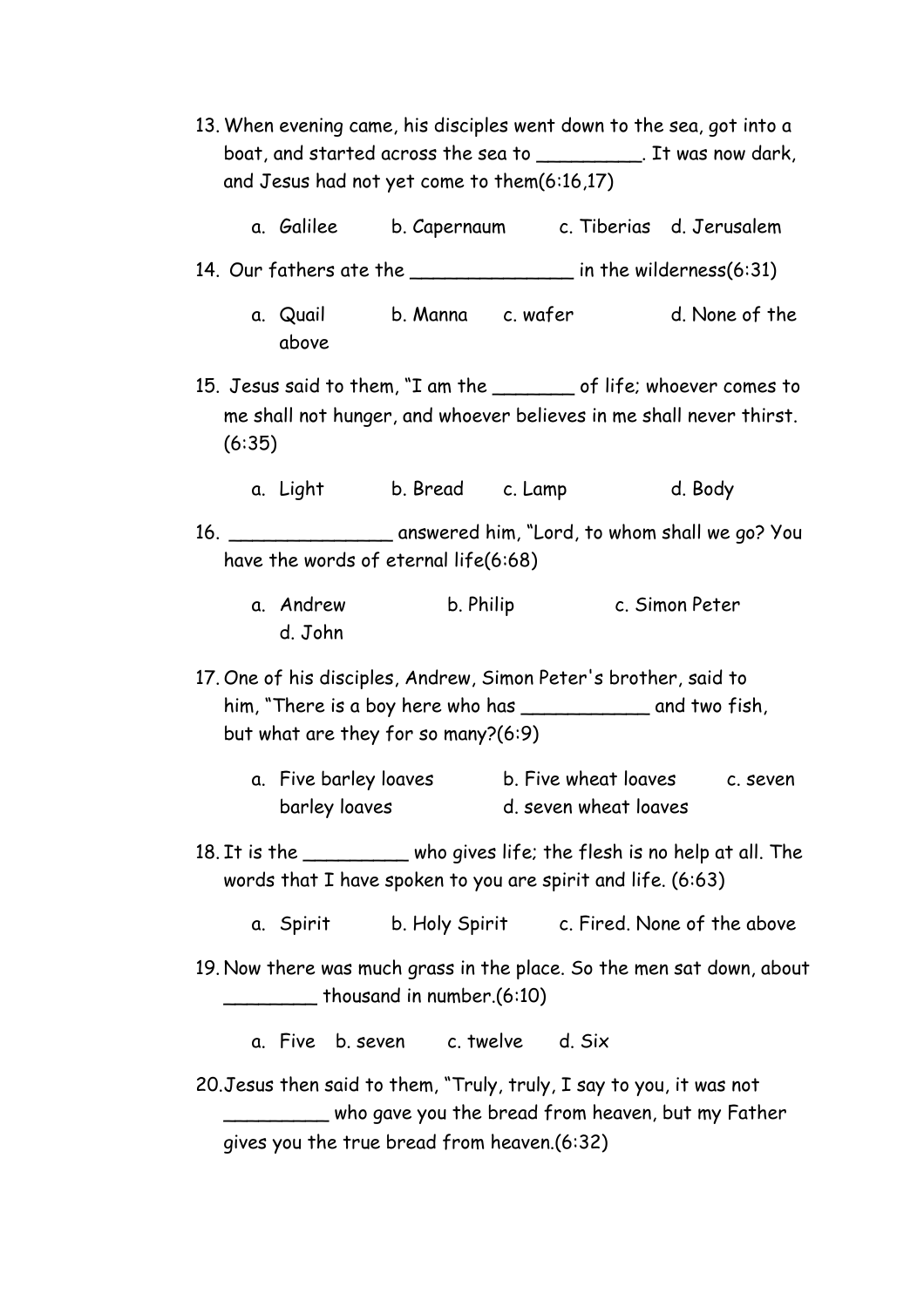13. When evening came, his disciples went down to the sea, got into a boat, and started across the sea to _________. It was now dark, and Jesus had not yet come to them(6:16,17)

    a. Galilee b. Capernaum c. Tiberias d. Jerusalem

14. Our fathers ate the ______________ in the wilderness(6:31)

    a. Quail b. Manna c. wafer d. None of the above

15. Jesus said to them, "I am the _______ of life; whoever comes to me shall not hunger, and whoever believes in me shall never thirst. (6:35)

    a. Light b. Bread c. Lamp d. Body

16. ______________ answered him, "Lord, to whom shall we go? You have the words of eternal life(6:68)

    a. Andrew b. Philip c. Simon Peter d. John

17. One of his disciples, Andrew, Simon Peter's brother, said to him, "There is a boy here who has ___________ and two fish, but what are they for so many?(6:9)

    a. Five barley loaves b. Five wheat loaves c. seven barley loaves d. seven wheat loaves

18. It is the _________ who gives life; the flesh is no help at all. The words that I have spoken to you are spirit and life. (6:63)

    a. Spirit b. Holy Spirit c. Fired. None of the above

19. Now there was much grass in the place. So the men sat down, about ________ thousand in number.(6:10)

    a. Five b. seven c. twelve d. Six

20. Jesus then said to them, "Truly, truly, I say to you, it was not _________ who gave you the bread from heaven, but my Father gives you the true bread from heaven.(6:32)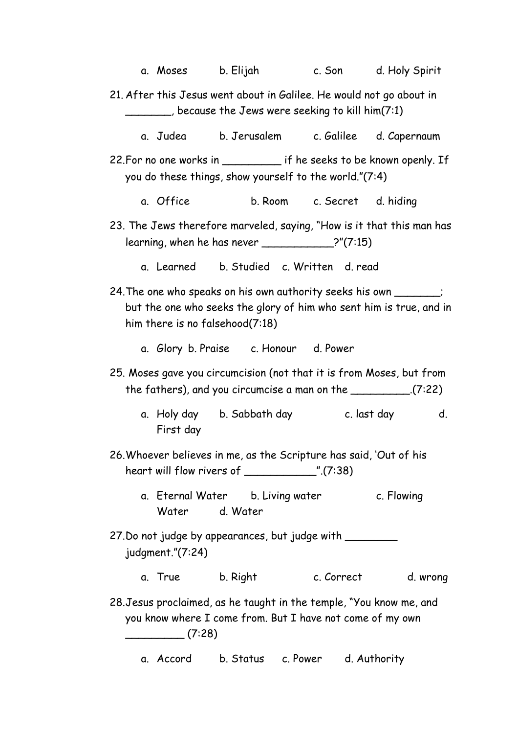a. Moses b. Elijah c. Son d. Holy Spirit

21. After this Jesus went about in Galilee. He would not go about in _______, because the Jews were seeking to kill him(7:1)

    a. Judea b. Jerusalem c. Galilee d. Capernaum

22. For no one works in _________ if he seeks to be known openly. If you do these things, show yourself to the world."(7:4)

    a. Office b. Room c. Secret d. hiding

23. The Jews therefore marveled, saying, "How is it that this man has learning, when he has never ___________?"(7:15)

    a. Learned b. Studied c. Written d. read

24. The one who speaks on his own authority seeks his own _______; but the one who seeks the glory of him who sent him is true, and in him there is no falsehood(7:18)

    a. Glory b. Praise c. Honour d. Power

25. Moses gave you circumcision (not that it is from Moses, but from the fathers), and you circumcise a man on the _________.(7:22)

    a. Holy day b. Sabbath day c. last day d. First day

26. Whoever believes in me, as the Scripture has said, 'Out of his heart will flow rivers of ___________'.(7:38)

    a. Eternal Water b. Living water c. Flowing Water d. Water

27. Do not judge by appearances, but judge with ________ judgment."(7:24)

    a. True b. Right c. Correct d. wrong

28. Jesus proclaimed, as he taught in the temple, "You know me, and you know where I come from. But I have not come of my own _________ (7:28)

    a. Accord b. Status c. Power d. Authority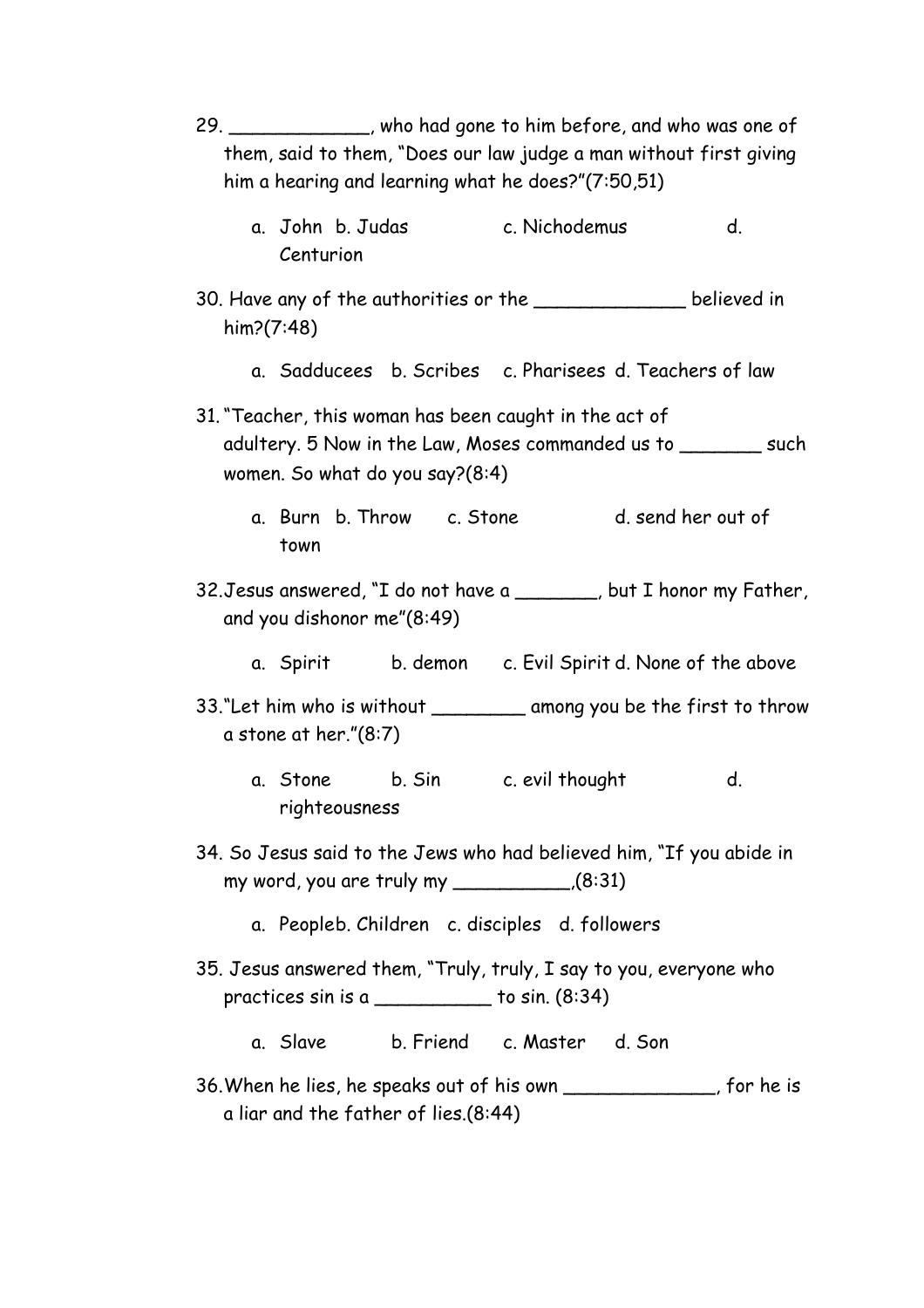29. ____________, who had gone to him before, and who was one of them, said to them, "Does our law judge a man without first giving him a hearing and learning what he does?"(7:50,51)

a. John b. Judas c. Nichodemus d. Centurion

30. Have any of the authorities or the _____________ believed in him?(7:48)

a. Sadducees b. Scribes c. Pharisees d. Teachers of law

31. "Teacher, this woman has been caught in the act of adultery. 5 Now in the Law, Moses commanded us to _______ such women. So what do you say?(8:4)

a. Burn b. Throw c. Stone d. send her out of town

32. Jesus answered, "I do not have a _______, but I honor my Father, and you dishonor me"(8:49)

a. Spirit b. demon c. Evil Spirit d. None of the above

33. "Let him who is without ________ among you be the first to throw a stone at her."(8:7)

a. Stone b. Sin c. evil thought d. righteousness

34. So Jesus said to the Jews who had believed him, "If you abide in my word, you are truly my __________,(8:31)

a. Peopleb. Children c. disciples d. followers

35. Jesus answered them, "Truly, truly, I say to you, everyone who practices sin is a __________ to sin. (8:34)

a. Slave b. Friend c. Master d. Son

36. When he lies, he speaks out of his own _____________, for he is a liar and the father of lies.(8:44)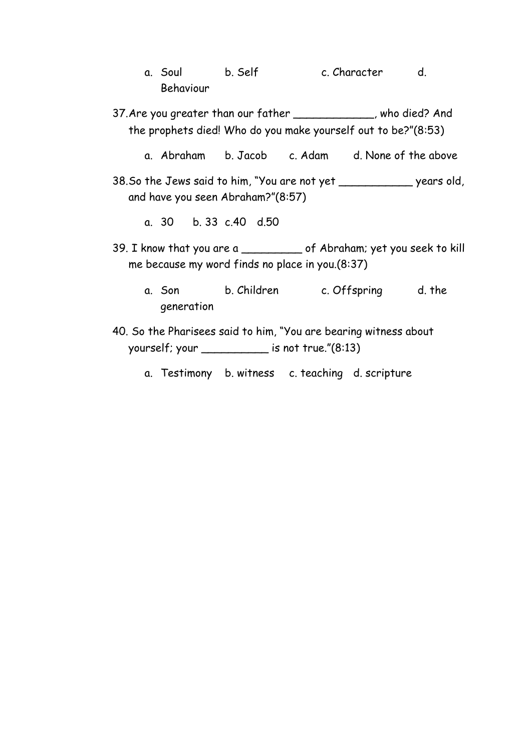a. Soul b. Self c. Character d. Behaviour

37. Are you greater than our father ____________, who died? And the prophets died! Who do you make yourself out to be?"(8:53)

a. Abraham b. Jacob c. Adam d. None of the above

38. So the Jews said to him, "You are not yet ___________ years old, and have you seen Abraham?"(8:57)

a. 30 b. 33 c.40 d.50

39. I know that you are a _________ of Abraham; yet you seek to kill me because my word finds no place in you.(8:37)

a. Son b. Children c. Offspring d. the generation

40. So the Pharisees said to him, "You are bearing witness about yourself; your __________ is not true."(8:13)

a. Testimony b. witness c. teaching d. scripture